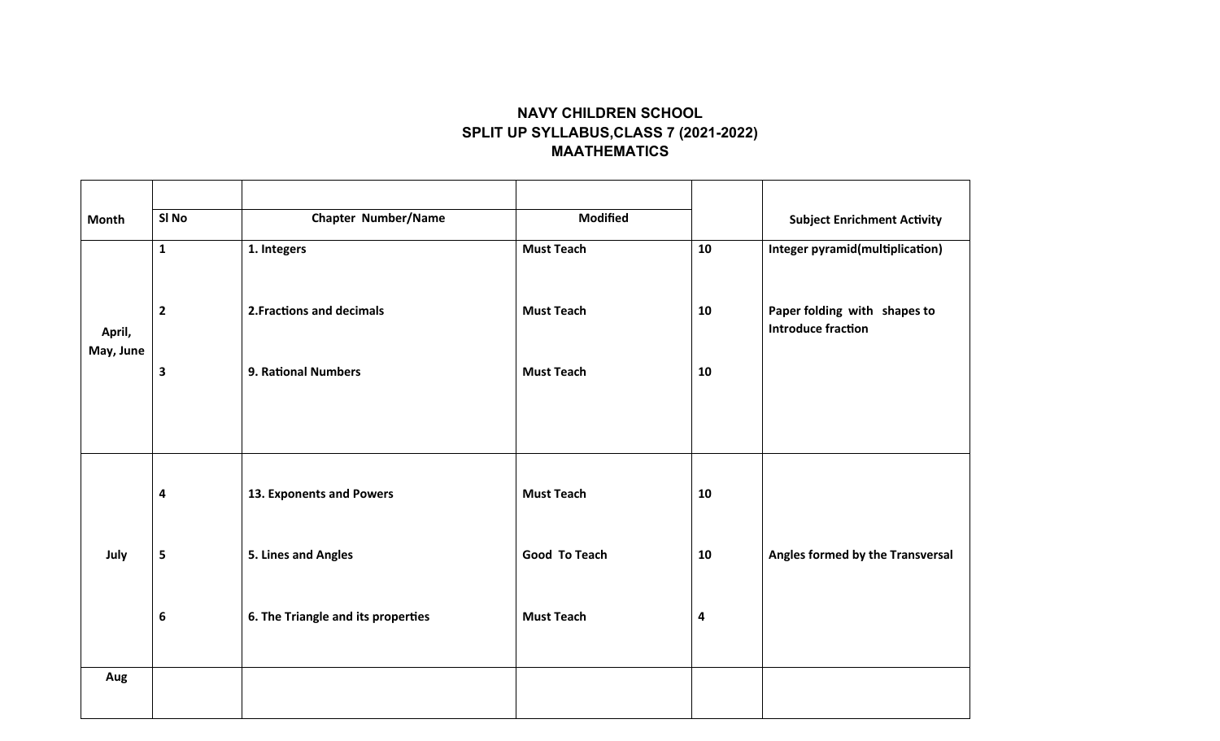**NAVY CHILDREN SCHOOL**
**SPLIT UP SYLLABUS,CLASS 7 (2021-2022)**
**MAATHEMATICS**

| Month | Sl No | Chapter Number/Name | Modified | | Subject Enrichment Activity |
|---|---|---|---|---|---|
| April, May, June | 1 | 1. Integers | Must Teach | 10 | Integer pyramid(multiplication) |
| | 2 | 2.Fractions and decimals | Must Teach | 10 | Paper folding with shapes to Introduce fraction |
| | 3 | 9. Rational Numbers | Must Teach | 10 | |
| July | 4 | 13. Exponents and Powers | Must Teach | 10 | |
| | 5 | 5. Lines and Angles | Good To Teach | 10 | Angles formed by the Transversal |
| | 6 | 6. The Triangle and its properties | Must Teach | 4 | |
| Aug | | | | | |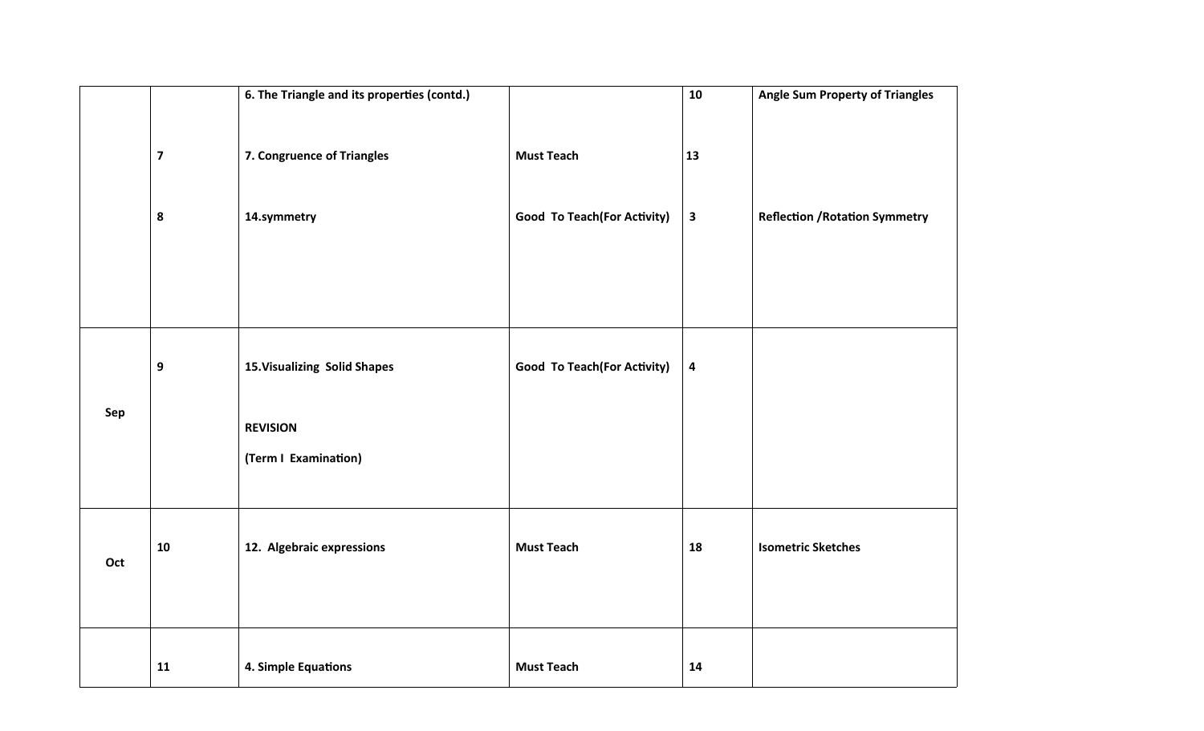| | | | | | |
|---|---|---|---|---|---|
| | | **6. The Triangle and its properties (contd.)** | | **10** | **Angle Sum Property of Triangles** |
| | **7** | **7. Congruence of Triangles** | **Must Teach** | **13** | |
| | **8** | **14.symmetry** | **Good To Teach(For Activity)** | **3** | **Reflection /Rotation Symmetry** |
| **Sep** | **9** | **15.Visualizing Solid Shapes**<br><br>**REVISION**<br>**(Term I Examination)** | **Good To Teach(For Activity)** | **4** | |
| **Oct** | **10** | **12. Algebraic expressions** | **Must Teach** | **18** | **Isometric Sketches** |
| | **11** | **4. Simple Equations** | **Must Teach** | **14** | |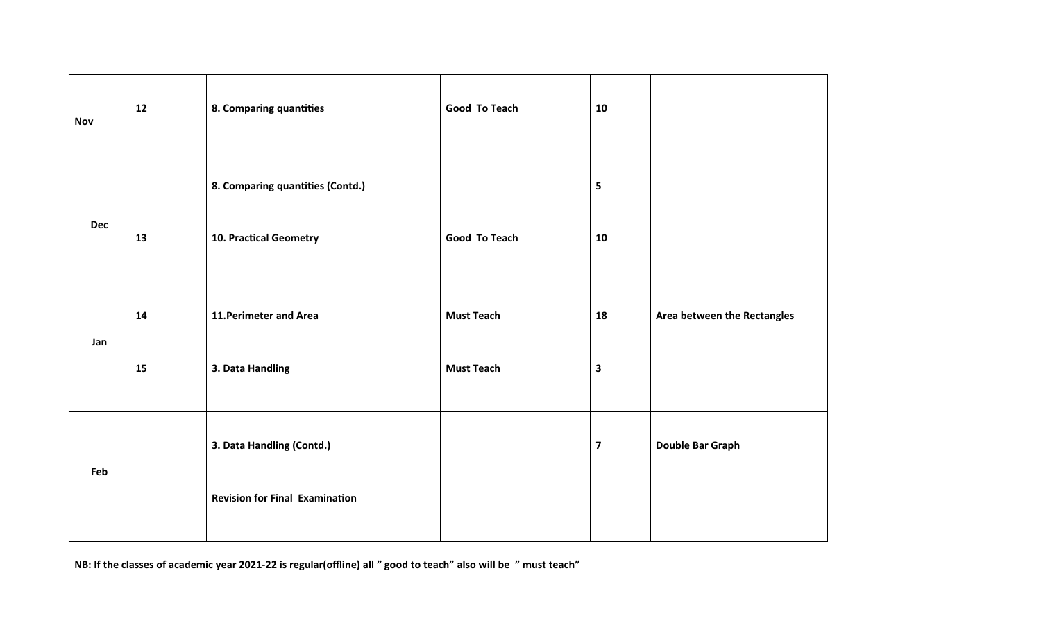| | | | | | |
|---|---|---|---|---|---|
| Nov | 12 | **8. Comparing quantities** | **Good To Teach** | **10** | |
| Dec | | **8. Comparing quantities (Contd.)** | | **5** | |
| | 13 | **10. Practical Geometry** | **Good To Teach** | **10** | |
| Jan | 14 | **11.Perimeter and Area** | **Must Teach** | **18** | **Area between the Rectangles** |
| | 15 | **3. Data Handling** | **Must Teach** | **3** | |
| Feb | | **3. Data Handling (Contd.)** | | **7** | **Double Bar Graph** |
| | | **Revision for Final Examination** | | | |

**NB: If the classes of academic year 2021-22 is regular(offline) all " good to teach" also will be " must teach"**